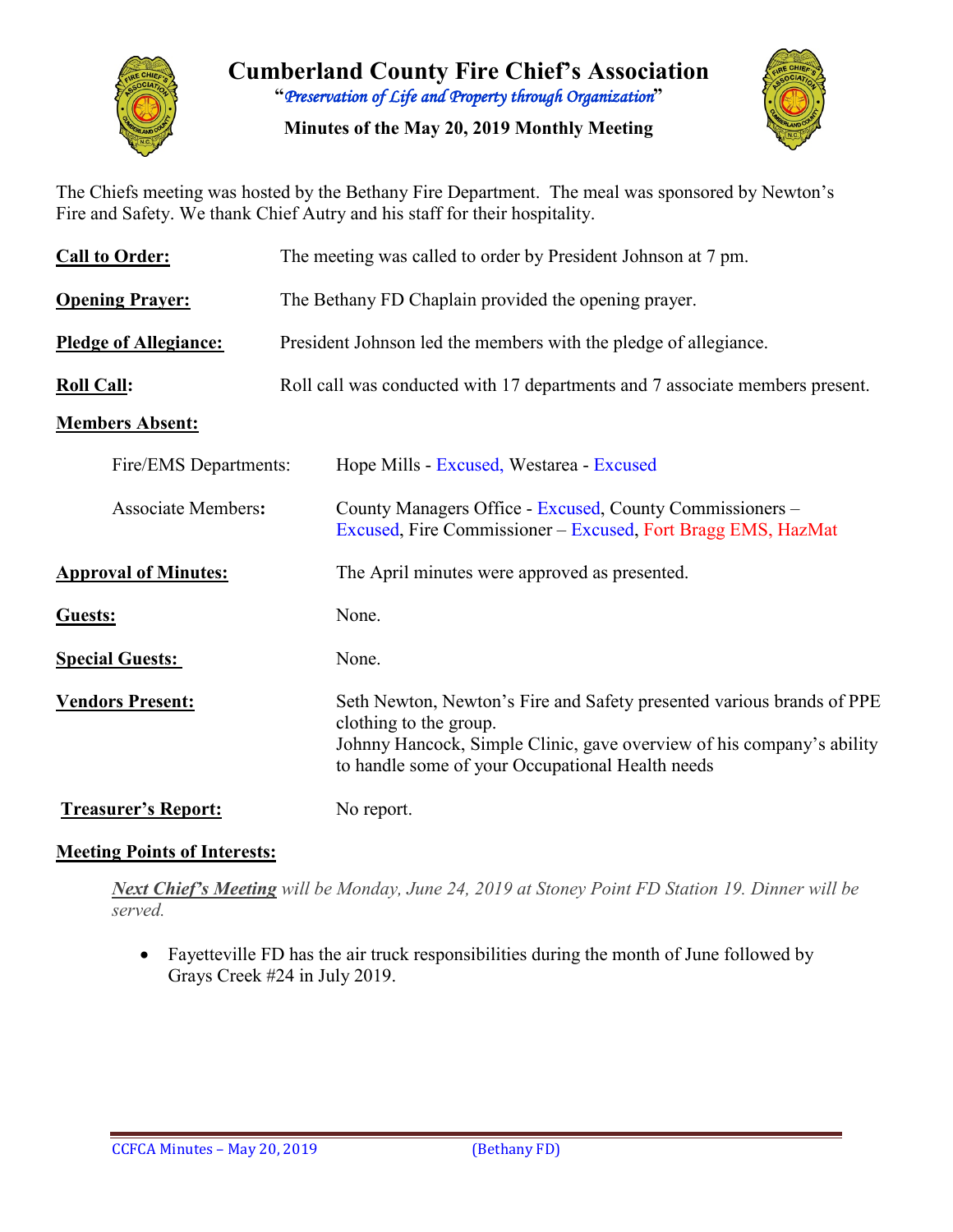# Cumberland County Fire Chief's Association

"*Preservation of Life and Property through Organization*"

**Minutes of the May 20, 2019 Monthly Meeting**

The Chiefs meeting was hosted by the Bethany Fire Department. The meal was sponsored by Newton's Fire and Safety. We thank Chief Autry and his staff for their hospitality.

**Call to Order:** The meeting was called to order by President Johnson at 7 pm.

**Opening Prayer:** The Bethany FD Chaplain provided the opening prayer.

**Pledge of Allegiance:** President Johnson led the members with the pledge of allegiance.

**Roll Call:** Roll call was conducted with 17 departments and 7 associate members present.

**Members Absent:**

Fire/EMS Departments: Hope Mills - Excused, Westarea - Excused

Associate Members: County Managers Office - Excused, County Commissioners – Excused, Fire Commissioner – Excused, Fort Bragg EMS, HazMat

**Approval of Minutes:** The April minutes were approved as presented.

**Guests:** None.

**Special Guests:** None.

**Vendors Present:** Seth Newton, Newton's Fire and Safety presented various brands of PPE clothing to the group.
Johnny Hancock, Simple Clinic, gave overview of his company's ability to handle some of your Occupational Health needs

**Treasurer's Report:** No report.

**Meeting Points of Interests:**

***Next Chief's Meeting*** *will be Monday, June 24, 2019 at Stoney Point FD Station 19. Dinner will be served.*

- Fayetteville FD has the air truck responsibilities during the month of June followed by Grays Creek #24 in July 2019.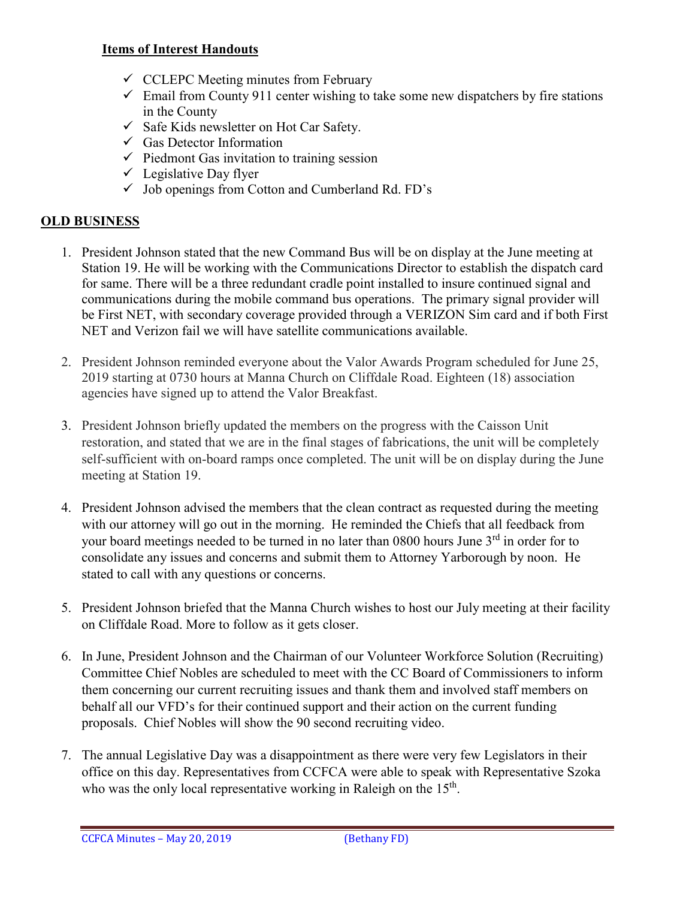**Items of Interest Handouts**

- ✓ CCLEPC Meeting minutes from February
- ✓ Email from County 911 center wishing to take some new dispatchers by fire stations in the County
- ✓ Safe Kids newsletter on Hot Car Safety.
- ✓ Gas Detector Information
- ✓ Piedmont Gas invitation to training session
- ✓ Legislative Day flyer
- ✓ Job openings from Cotton and Cumberland Rd. FD's

## OLD BUSINESS

1. President Johnson stated that the new Command Bus will be on display at the June meeting at Station 19. He will be working with the Communications Director to establish the dispatch card for same. There will be a three redundant cradle point installed to insure continued signal and communications during the mobile command bus operations. The primary signal provider will be First NET, with secondary coverage provided through a VERIZON Sim card and if both First NET and Verizon fail we will have satellite communications available.

2. President Johnson reminded everyone about the Valor Awards Program scheduled for June 25, 2019 starting at 0730 hours at Manna Church on Cliffdale Road. Eighteen (18) association agencies have signed up to attend the Valor Breakfast.

3. President Johnson briefly updated the members on the progress with the Caisson Unit restoration, and stated that we are in the final stages of fabrications, the unit will be completely self-sufficient with on-board ramps once completed. The unit will be on display during the June meeting at Station 19.

4. President Johnson advised the members that the clean contract as requested during the meeting with our attorney will go out in the morning. He reminded the Chiefs that all feedback from your board meetings needed to be turned in no later than 0800 hours June 3rd in order for to consolidate any issues and concerns and submit them to Attorney Yarborough by noon. He stated to call with any questions or concerns.

5. President Johnson briefed that the Manna Church wishes to host our July meeting at their facility on Cliffdale Road. More to follow as it gets closer.

6. In June, President Johnson and the Chairman of our Volunteer Workforce Solution (Recruiting) Committee Chief Nobles are scheduled to meet with the CC Board of Commissioners to inform them concerning our current recruiting issues and thank them and involved staff members on behalf all our VFD's for their continued support and their action on the current funding proposals. Chief Nobles will show the 90 second recruiting video.

7. The annual Legislative Day was a disappointment as there were very few Legislators in their office on this day. Representatives from CCFCA were able to speak with Representative Szoka who was the only local representative working in Raleigh on the 15th.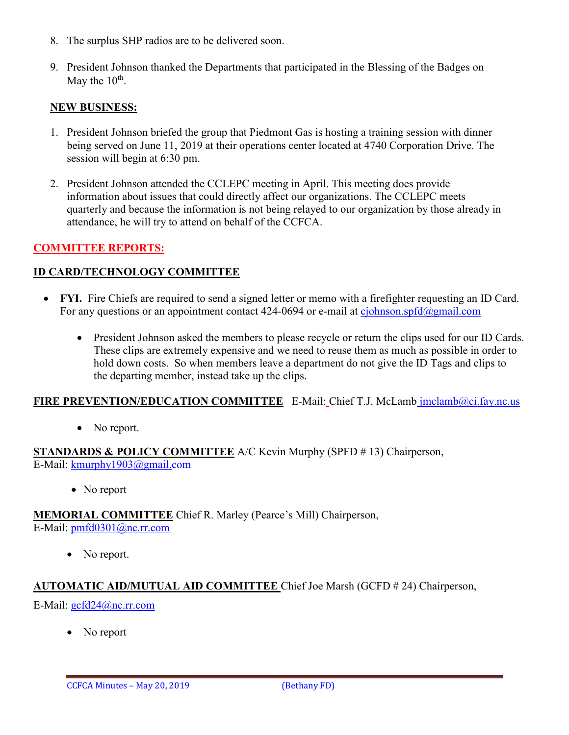8. The surplus SHP radios are to be delivered soon.

9. President Johnson thanked the Departments that participated in the Blessing of the Badges on May the 10th.

**NEW BUSINESS:**

1. President Johnson briefed the group that Piedmont Gas is hosting a training session with dinner being served on June 11, 2019 at their operations center located at 4740 Corporation Drive. The session will begin at 6:30 pm.

2. President Johnson attended the CCLEPC meeting in April. This meeting does provide information about issues that could directly affect our organizations. The CCLEPC meets quarterly and because the information is not being relayed to our organization by those already in attendance, he will try to attend on behalf of the CCFCA.

**COMMITTEE REPORTS:**

**ID CARD/TECHNOLOGY COMMITTEE**

- **FYI.** Fire Chiefs are required to send a signed letter or memo with a firefighter requesting an ID Card. For any questions or an appointment contact 424-0694 or e-mail at cjohnson.spfd@gmail.com

  - President Johnson asked the members to please recycle or return the clips used for our ID Cards. These clips are extremely expensive and we need to reuse them as much as possible in order to hold down costs. So when members leave a department do not give the ID Tags and clips to the departing member, instead take up the clips.

**FIRE PREVENTION/EDUCATION COMMITTEE** E-Mail: Chief T.J. McLamb jmclamb@ci.fay.nc.us

- No report.

**STANDARDS & POLICY COMMITTEE** A/C Kevin Murphy (SPFD # 13) Chairperson,
E-Mail: kmurphy1903@gmail.com

- No report

**MEMORIAL COMMITTEE** Chief R. Marley (Pearce's Mill) Chairperson,
E-Mail: pmfd0301@nc.rr.com

- No report.

**AUTOMATIC AID/MUTUAL AID COMMITTEE** Chief Joe Marsh (GCFD # 24) Chairperson,

E-Mail: gcfd24@nc.rr.com

- No report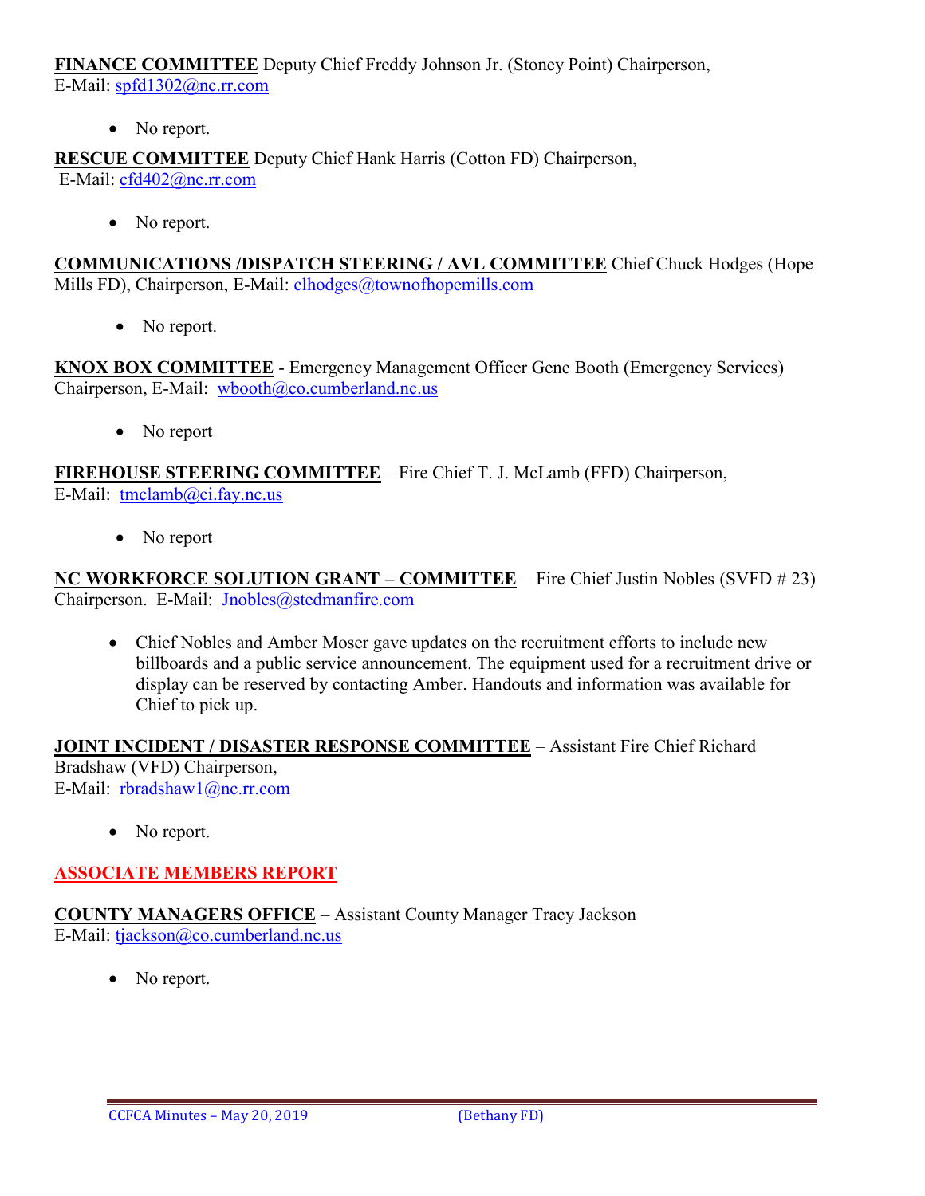**FINANCE COMMITTEE** Deputy Chief Freddy Johnson Jr. (Stoney Point) Chairperson,
E-Mail: spfd1302@nc.rr.com

- No report.

**RESCUE COMMITTEE** Deputy Chief Hank Harris (Cotton FD) Chairperson,
E-Mail: cfd402@nc.rr.com

- No report.

**COMMUNICATIONS /DISPATCH STEERING / AVL COMMITTEE** Chief Chuck Hodges (Hope Mills FD), Chairperson, E-Mail: clhodges@townofhopemills.com

- No report.

**KNOX BOX COMMITTEE** - Emergency Management Officer Gene Booth (Emergency Services) Chairperson, E-Mail: wbooth@co.cumberland.nc.us

- No report

**FIREHOUSE STEERING COMMITTEE** – Fire Chief T. J. McLamb (FFD) Chairperson,
E-Mail: tmclamb@ci.fay.nc.us

- No report

**NC WORKFORCE SOLUTION GRANT – COMMITTEE** – Fire Chief Justin Nobles (SVFD # 23) Chairperson. E-Mail: Jnobles@stedmanfire.com

- Chief Nobles and Amber Moser gave updates on the recruitment efforts to include new billboards and a public service announcement. The equipment used for a recruitment drive or display can be reserved by contacting Amber. Handouts and information was available for Chief to pick up.

**JOINT INCIDENT / DISASTER RESPONSE COMMITTEE** – Assistant Fire Chief Richard Bradshaw (VFD) Chairperson,
E-Mail: rbradshaw1@nc.rr.com

- No report.

## ASSOCIATE MEMBERS REPORT

**COUNTY MANAGERS OFFICE** – Assistant County Manager Tracy Jackson
E-Mail: tjackson@co.cumberland.nc.us

- No report.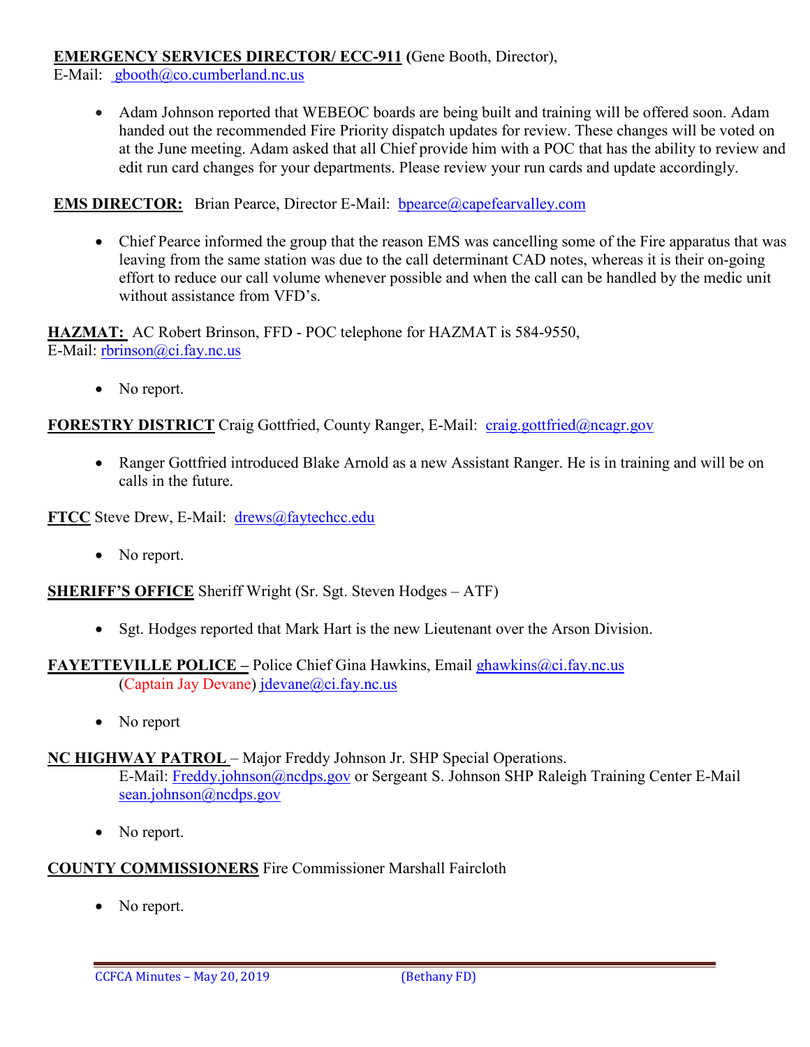**EMERGENCY SERVICES DIRECTOR/ ECC-911** (Gene Booth, Director),
E-Mail: gbooth@co.cumberland.nc.us

- Adam Johnson reported that WEBEOC boards are being built and training will be offered soon. Adam handed out the recommended Fire Priority dispatch updates for review. These changes will be voted on at the June meeting. Adam asked that all Chief provide him with a POC that has the ability to review and edit run card changes for your departments. Please review your run cards and update accordingly.

**EMS DIRECTOR:** Brian Pearce, Director E-Mail: bpearce@capefearvalley.com

- Chief Pearce informed the group that the reason EMS was cancelling some of the Fire apparatus that was leaving from the same station was due to the call determinant CAD notes, whereas it is their on-going effort to reduce our call volume whenever possible and when the call can be handled by the medic unit without assistance from VFD's.

**HAZMAT:** AC Robert Brinson, FFD - POC telephone for HAZMAT is 584-9550,
E-Mail: rbrinson@ci.fay.nc.us

- No report.

**FORESTRY DISTRICT** Craig Gottfried, County Ranger, E-Mail: craig.gottfried@ncagr.gov

- Ranger Gottfried introduced Blake Arnold as a new Assistant Ranger. He is in training and will be on calls in the future.

**FTCC** Steve Drew, E-Mail: drews@faytechcc.edu

- No report.

**SHERIFF'S OFFICE** Sheriff Wright (Sr. Sgt. Steven Hodges – ATF)

- Sgt. Hodges reported that Mark Hart is the new Lieutenant over the Arson Division.

**FAYETTEVILLE POLICE –** Police Chief Gina Hawkins, Email ghawkins@ci.fay.nc.us
(Captain Jay Devane) jdevane@ci.fay.nc.us

- No report

**NC HIGHWAY PATROL** – Major Freddy Johnson Jr. SHP Special Operations.
E-Mail: Freddy.johnson@ncdps.gov or Sergeant S. Johnson SHP Raleigh Training Center E-Mail sean.johnson@ncdps.gov

- No report.

**COUNTY COMMISSIONERS** Fire Commissioner Marshall Faircloth

- No report.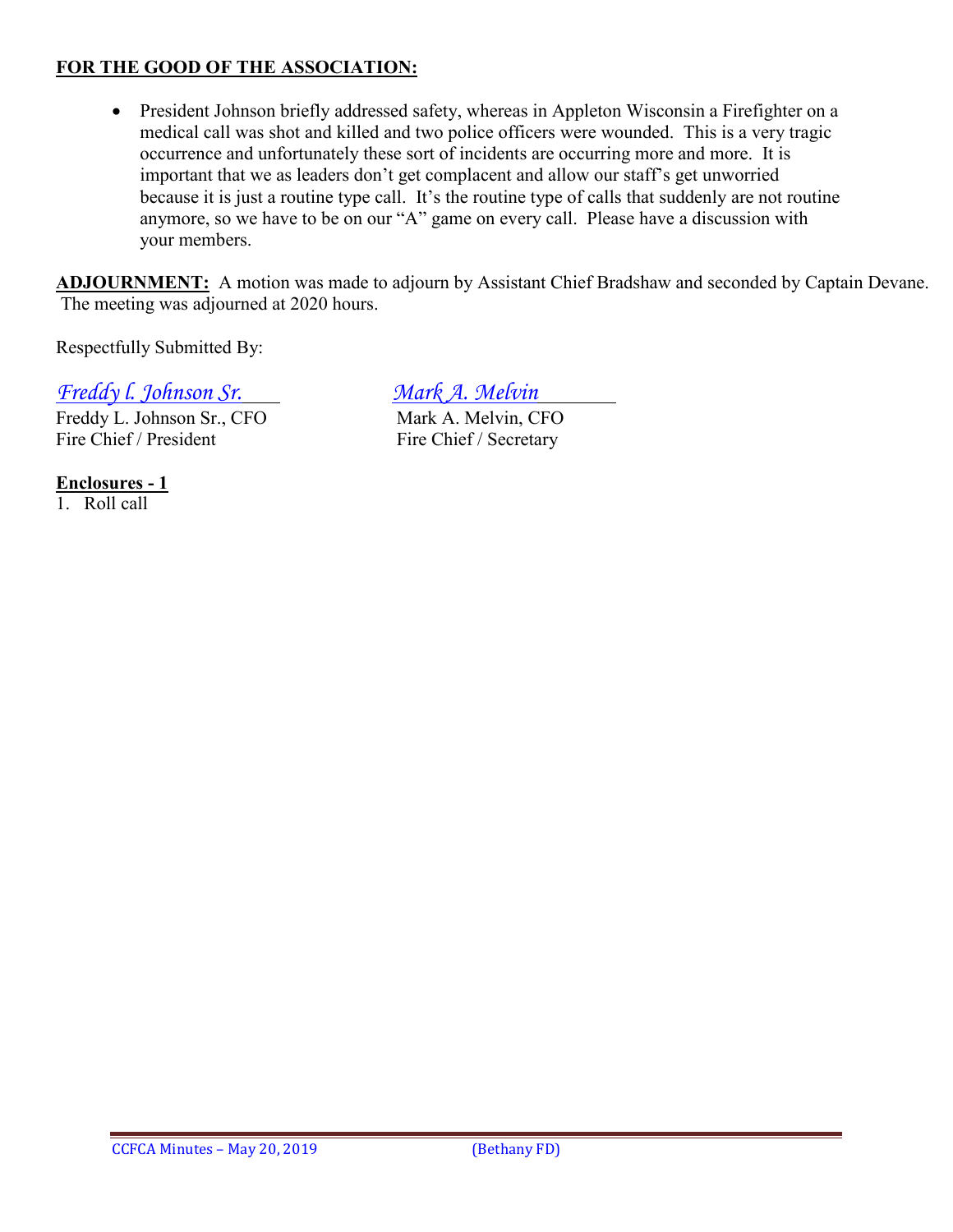**FOR THE GOOD OF THE ASSOCIATION:**

- President Johnson briefly addressed safety, whereas in Appleton Wisconsin a Firefighter on a medical call was shot and killed and two police officers were wounded. This is a very tragic occurrence and unfortunately these sort of incidents are occurring more and more. It is important that we as leaders don't get complacent and allow our staff's get unworried because it is just a routine type call. It's the routine type of calls that suddenly are not routine anymore, so we have to be on our "A" game on every call. Please have a discussion with your members.

**ADJOURNMENT:** A motion was made to adjourn by Assistant Chief Bradshaw and seconded by Captain Devane. The meeting was adjourned at 2020 hours.

Respectfully Submitted By:

*Freddy l. Johnson Sr.*
Freddy L. Johnson Sr., CFO
Fire Chief / President

*Mark A. Melvin*
Mark A. Melvin, CFO
Fire Chief / Secretary

**Enclosures - 1**

1. Roll call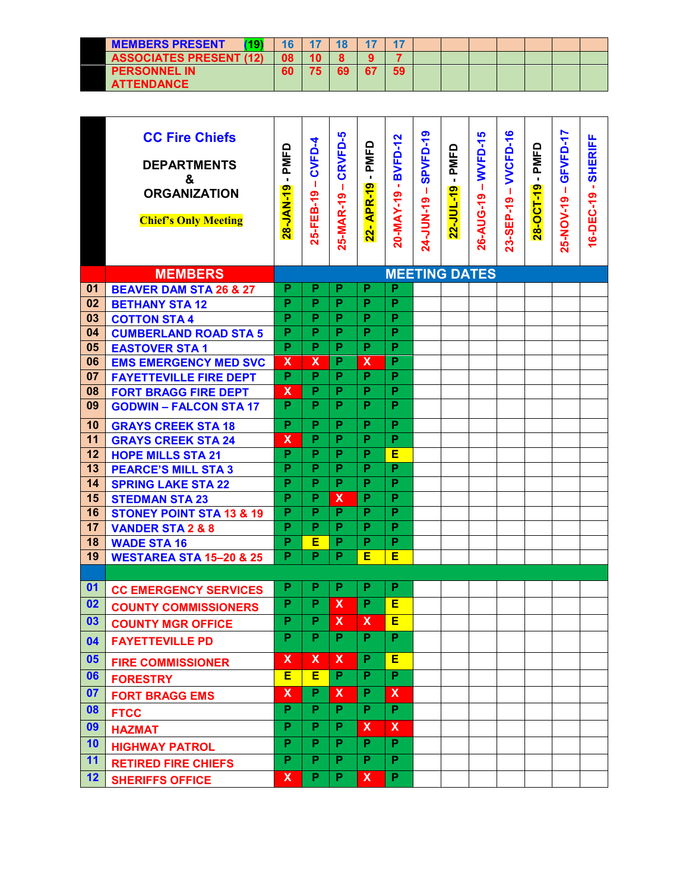| | | | | | | | | | | | | | |
|---|---|---|---|---|---|---|---|---|---|---|---|---|---|
| | MEMBERS PRESENT (19) | 16 | 17 | 18 | 17 | 17 | | | | | | | |
| | ASSOCIATES PRESENT (12) | 08 | 10 | 8 | 9 | 7 | | | | | | | |
| | PERSONNEL IN ATTENDANCE | 60 | 75 | 69 | 67 | 59 | | | | | | | |

| | CC Fire Chiefs<br>DEPARTMENTS & ORGANIZATION<br>Chief's Only Meeting | 28-JAN-19 - PMFD | 25-FEB-19 – CVFD-4 | 25-MAR-19 – CRVFD-5 | 22- APR-19 - PMFD | 20-MAY-19 - BVFD-12 | 24-JUN-19 – SPVFD-19 | 22-JUL-19 - PMFD | 26-AUG-19 – WVFD-15 | 23-SEP-19 – VVCFD-16 | 28-OCT-19 - PMFD | 25-NOV-19 – GFVFD-17 | 16-DEC-19 - SHERIFF |
|---|---|---|---|---|---|---|---|---|---|---|---|---|---|
| | **MEMBERS** | **MEETING DATES** | | | | | | | | | | | |
| 01 | BEAVER DAM STA 26 & 27 | P | P | P | P | P | | | | | | | |
| 02 | BETHANY STA 12 | P | P | P | P | P | | | | | | | |
| 03 | COTTON STA 4 | P | P | P | P | P | | | | | | | |
| 04 | CUMBERLAND ROAD STA 5 | P | P | P | P | P | | | | | | | |
| 05 | EASTOVER STA 1 | P | P | P | P | P | | | | | | | |
| 06 | EMS EMERGENCY MED SVC | X | X | P | X | P | | | | | | | |
| 07 | FAYETTEVILLE FIRE DEPT | P | P | P | P | P | | | | | | | |
| 08 | FORT BRAGG FIRE DEPT | X | P | P | P | P | | | | | | | |
| 09 | GODWIN – FALCON STA 17 | P | P | P | P | P | | | | | | | |
| 10 | GRAYS CREEK STA 18 | P | P | P | P | P | | | | | | | |
| 11 | GRAYS CREEK STA 24 | X | P | P | P | P | | | | | | | |
| 12 | HOPE MILLS STA 21 | P | P | P | P | E | | | | | | | |
| 13 | PEARCE'S MILL STA 3 | P | P | P | P | P | | | | | | | |
| 14 | SPRING LAKE STA 22 | P | P | P | P | P | | | | | | | |
| 15 | STEDMAN STA 23 | P | P | X | P | P | | | | | | | |
| 16 | STONEY POINT STA 13 & 19 | P | P | P | P | P | | | | | | | |
| 17 | VANDER STA 2 & 8 | P | P | P | P | P | | | | | | | |
| 18 | WADE STA 16 | P | E | P | P | P | | | | | | | |
| 19 | WESTAREA STA 15–20 & 25 | P | P | P | E | E | | | | | | | |
| | | | | | | | | | | | | | |
| 01 | CC EMERGENCY SERVICES | P | P | P | P | P | | | | | | | |
| 02 | COUNTY COMMISSIONERS | P | P | X | P | E | | | | | | | |
| 03 | COUNTY MGR OFFICE | P | P | X | X | E | | | | | | | |
| 04 | FAYETTEVILLE PD | P | P | P | P | P | | | | | | | |
| 05 | FIRE COMMISSIONER | X | X | X | P | E | | | | | | | |
| 06 | FORESTRY | E | E | P | P | P | | | | | | | |
| 07 | FORT BRAGG EMS | X | P | X | P | X | | | | | | | |
| 08 | FTCC | P | P | P | P | P | | | | | | | |
| 09 | HAZMAT | P | P | P | X | X | | | | | | | |
| 10 | HIGHWAY PATROL | P | P | P | P | P | | | | | | | |
| 11 | RETIRED FIRE CHIEFS | P | P | P | P | P | | | | | | | |
| 12 | SHERIFFS OFFICE | X | P | P | X | P | | | | | | | |